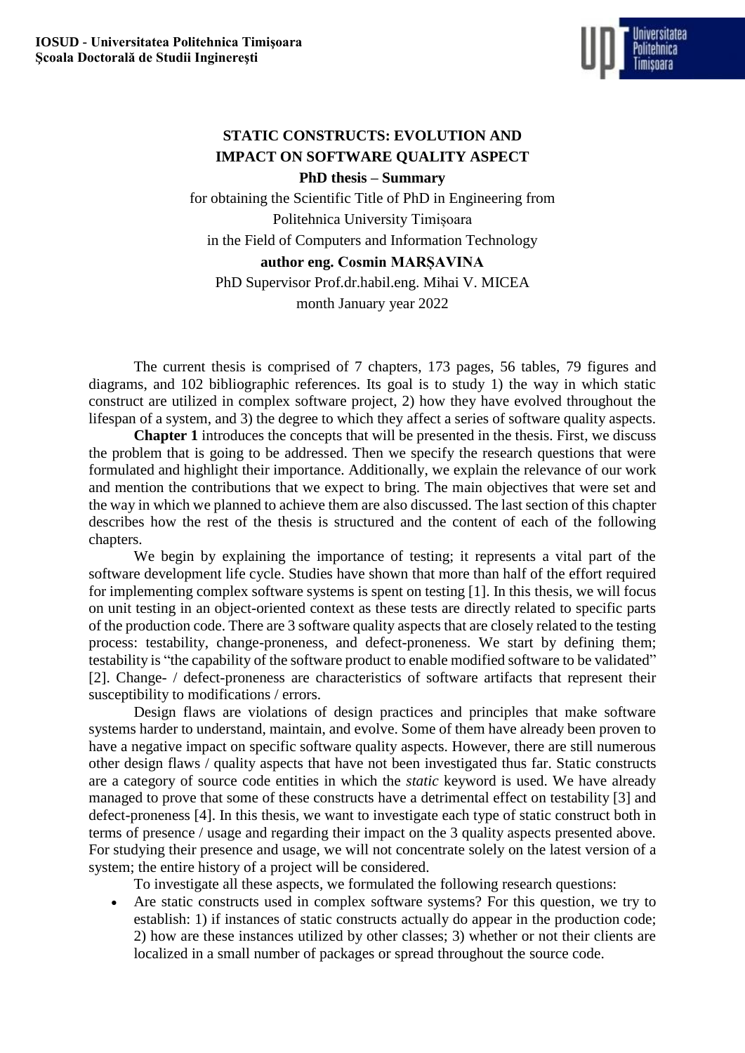**IOSUD - Universitatea Politehnica Timişoara**
**Şcoala Doctorală de Studii Inginereşti**

# STATIC CONSTRUCTS: EVOLUTION AND IMPACT ON SOFTWARE QUALITY ASPECT

**PhD thesis – Summary**

for obtaining the Scientific Title of PhD in Engineering from
Politehnica University Timișoara
in the Field of Computers and Information Technology

**author eng. Cosmin MARȘAVINA**

PhD Supervisor Prof.dr.habil.eng. Mihai V. MICEA

month January year 2022

The current thesis is comprised of 7 chapters, 173 pages, 56 tables, 79 figures and diagrams, and 102 bibliographic references. Its goal is to study 1) the way in which static construct are utilized in complex software project, 2) how they have evolved throughout the lifespan of a system, and 3) the degree to which they affect a series of software quality aspects.

**Chapter 1** introduces the concepts that will be presented in the thesis. First, we discuss the problem that is going to be addressed. Then we specify the research questions that were formulated and highlight their importance. Additionally, we explain the relevance of our work and mention the contributions that we expect to bring. The main objectives that were set and the way in which we planned to achieve them are also discussed. The last section of this chapter describes how the rest of the thesis is structured and the content of each of the following chapters.

We begin by explaining the importance of testing; it represents a vital part of the software development life cycle. Studies have shown that more than half of the effort required for implementing complex software systems is spent on testing [1]. In this thesis, we will focus on unit testing in an object-oriented context as these tests are directly related to specific parts of the production code. There are 3 software quality aspects that are closely related to the testing process: testability, change-proneness, and defect-proneness. We start by defining them; testability is "the capability of the software product to enable modified software to be validated" [2]. Change- / defect-proneness are characteristics of software artifacts that represent their susceptibility to modifications / errors.

Design flaws are violations of design practices and principles that make software systems harder to understand, maintain, and evolve. Some of them have already been proven to have a negative impact on specific software quality aspects. However, there are still numerous other design flaws / quality aspects that have not been investigated thus far. Static constructs are a category of source code entities in which the *static* keyword is used. We have already managed to prove that some of these constructs have a detrimental effect on testability [3] and defect-proneness [4]. In this thesis, we want to investigate each type of static construct both in terms of presence / usage and regarding their impact on the 3 quality aspects presented above. For studying their presence and usage, we will not concentrate solely on the latest version of a system; the entire history of a project will be considered.

To investigate all these aspects, we formulated the following research questions:

- Are static constructs used in complex software systems? For this question, we try to establish: 1) if instances of static constructs actually do appear in the production code; 2) how are these instances utilized by other classes; 3) whether or not their clients are localized in a small number of packages or spread throughout the source code.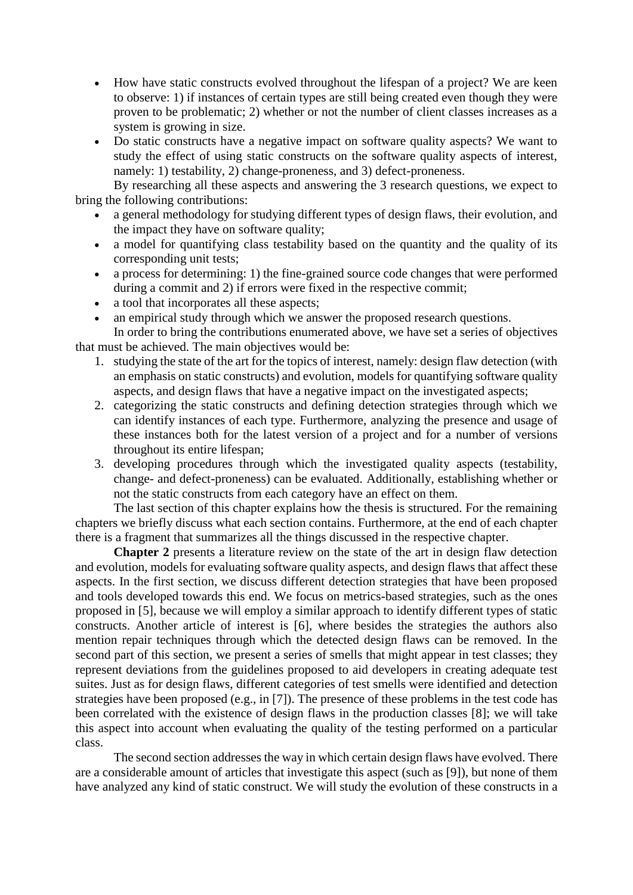- How have static constructs evolved throughout the lifespan of a project? We are keen to observe: 1) if instances of certain types are still being created even though they were proven to be problematic; 2) whether or not the number of client classes increases as a system is growing in size.
- Do static constructs have a negative impact on software quality aspects? We want to study the effect of using static constructs on the software quality aspects of interest, namely: 1) testability, 2) change-proneness, and 3) defect-proneness.

By researching all these aspects and answering the 3 research questions, we expect to bring the following contributions:

- a general methodology for studying different types of design flaws, their evolution, and the impact they have on software quality;
- a model for quantifying class testability based on the quantity and the quality of its corresponding unit tests;
- a process for determining: 1) the fine-grained source code changes that were performed during a commit and 2) if errors were fixed in the respective commit;
- a tool that incorporates all these aspects;
- an empirical study through which we answer the proposed research questions.

In order to bring the contributions enumerated above, we have set a series of objectives that must be achieved. The main objectives would be:

1. studying the state of the art for the topics of interest, namely: design flaw detection (with an emphasis on static constructs) and evolution, models for quantifying software quality aspects, and design flaws that have a negative impact on the investigated aspects;
2. categorizing the static constructs and defining detection strategies through which we can identify instances of each type. Furthermore, analyzing the presence and usage of these instances both for the latest version of a project and for a number of versions throughout its entire lifespan;
3. developing procedures through which the investigated quality aspects (testability, change- and defect-proneness) can be evaluated. Additionally, establishing whether or not the static constructs from each category have an effect on them.

The last section of this chapter explains how the thesis is structured. For the remaining chapters we briefly discuss what each section contains. Furthermore, at the end of each chapter there is a fragment that summarizes all the things discussed in the respective chapter.

**Chapter 2** presents a literature review on the state of the art in design flaw detection and evolution, models for evaluating software quality aspects, and design flaws that affect these aspects. In the first section, we discuss different detection strategies that have been proposed and tools developed towards this end. We focus on metrics-based strategies, such as the ones proposed in [5], because we will employ a similar approach to identify different types of static constructs. Another article of interest is [6], where besides the strategies the authors also mention repair techniques through which the detected design flaws can be removed. In the second part of this section, we present a series of smells that might appear in test classes; they represent deviations from the guidelines proposed to aid developers in creating adequate test suites. Just as for design flaws, different categories of test smells were identified and detection strategies have been proposed (e.g., in [7]). The presence of these problems in the test code has been correlated with the existence of design flaws in the production classes [8]; we will take this aspect into account when evaluating the quality of the testing performed on a particular class.

The second section addresses the way in which certain design flaws have evolved. There are a considerable amount of articles that investigate this aspect (such as [9]), but none of them have analyzed any kind of static construct. We will study the evolution of these constructs in a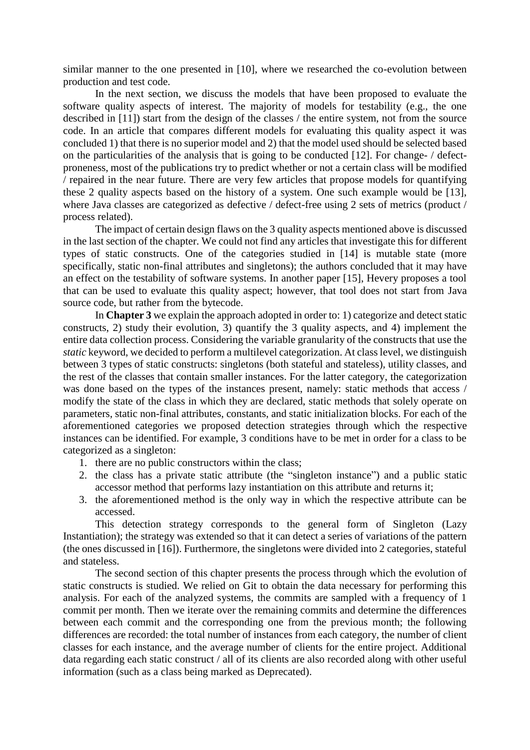similar manner to the one presented in [10], where we researched the co-evolution between production and test code.

In the next section, we discuss the models that have been proposed to evaluate the software quality aspects of interest. The majority of models for testability (e.g., the one described in [11]) start from the design of the classes / the entire system, not from the source code. In an article that compares different models for evaluating this quality aspect it was concluded 1) that there is no superior model and 2) that the model used should be selected based on the particularities of the analysis that is going to be conducted [12]. For change- / defect-proneness, most of the publications try to predict whether or not a certain class will be modified / repaired in the near future. There are very few articles that propose models for quantifying these 2 quality aspects based on the history of a system. One such example would be [13], where Java classes are categorized as defective / defect-free using 2 sets of metrics (product / process related).

The impact of certain design flaws on the 3 quality aspects mentioned above is discussed in the last section of the chapter. We could not find any articles that investigate this for different types of static constructs. One of the categories studied in [14] is mutable state (more specifically, static non-final attributes and singletons); the authors concluded that it may have an effect on the testability of software systems. In another paper [15], Hevery proposes a tool that can be used to evaluate this quality aspect; however, that tool does not start from Java source code, but rather from the bytecode.

In **Chapter 3** we explain the approach adopted in order to: 1) categorize and detect static constructs, 2) study their evolution, 3) quantify the 3 quality aspects, and 4) implement the entire data collection process. Considering the variable granularity of the constructs that use the *static* keyword, we decided to perform a multilevel categorization. At class level, we distinguish between 3 types of static constructs: singletons (both stateful and stateless), utility classes, and the rest of the classes that contain smaller instances. For the latter category, the categorization was done based on the types of the instances present, namely: static methods that access / modify the state of the class in which they are declared, static methods that solely operate on parameters, static non-final attributes, constants, and static initialization blocks. For each of the aforementioned categories we proposed detection strategies through which the respective instances can be identified. For example, 3 conditions have to be met in order for a class to be categorized as a singleton:

1. there are no public constructors within the class;
2. the class has a private static attribute (the "singleton instance") and a public static accessor method that performs lazy instantiation on this attribute and returns it;
3. the aforementioned method is the only way in which the respective attribute can be accessed.

This detection strategy corresponds to the general form of Singleton (Lazy Instantiation); the strategy was extended so that it can detect a series of variations of the pattern (the ones discussed in [16]). Furthermore, the singletons were divided into 2 categories, stateful and stateless.

The second section of this chapter presents the process through which the evolution of static constructs is studied. We relied on Git to obtain the data necessary for performing this analysis. For each of the analyzed systems, the commits are sampled with a frequency of 1 commit per month. Then we iterate over the remaining commits and determine the differences between each commit and the corresponding one from the previous month; the following differences are recorded: the total number of instances from each category, the number of client classes for each instance, and the average number of clients for the entire project. Additional data regarding each static construct / all of its clients are also recorded along with other useful information (such as a class being marked as Deprecated).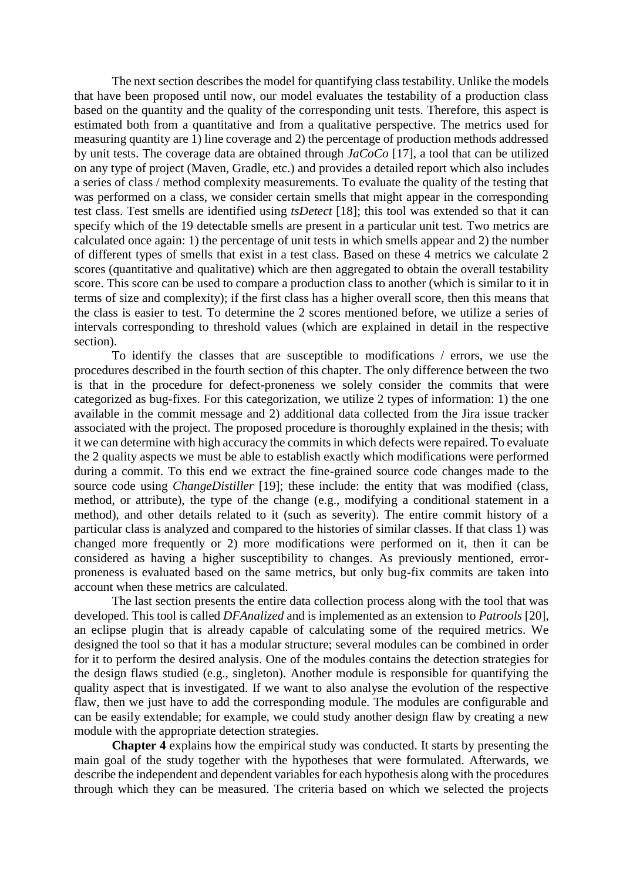The next section describes the model for quantifying class testability. Unlike the models that have been proposed until now, our model evaluates the testability of a production class based on the quantity and the quality of the corresponding unit tests. Therefore, this aspect is estimated both from a quantitative and from a qualitative perspective. The metrics used for measuring quantity are 1) line coverage and 2) the percentage of production methods addressed by unit tests. The coverage data are obtained through *JaCoCo* [17], a tool that can be utilized on any type of project (Maven, Gradle, etc.) and provides a detailed report which also includes a series of class / method complexity measurements. To evaluate the quality of the testing that was performed on a class, we consider certain smells that might appear in the corresponding test class. Test smells are identified using *tsDetect* [18]; this tool was extended so that it can specify which of the 19 detectable smells are present in a particular unit test. Two metrics are calculated once again: 1) the percentage of unit tests in which smells appear and 2) the number of different types of smells that exist in a test class. Based on these 4 metrics we calculate 2 scores (quantitative and qualitative) which are then aggregated to obtain the overall testability score. This score can be used to compare a production class to another (which is similar to it in terms of size and complexity); if the first class has a higher overall score, then this means that the class is easier to test. To determine the 2 scores mentioned before, we utilize a series of intervals corresponding to threshold values (which are explained in detail in the respective section).

To identify the classes that are susceptible to modifications / errors, we use the procedures described in the fourth section of this chapter. The only difference between the two is that in the procedure for defect-proneness we solely consider the commits that were categorized as bug-fixes. For this categorization, we utilize 2 types of information: 1) the one available in the commit message and 2) additional data collected from the Jira issue tracker associated with the project. The proposed procedure is thoroughly explained in the thesis; with it we can determine with high accuracy the commits in which defects were repaired. To evaluate the 2 quality aspects we must be able to establish exactly which modifications were performed during a commit. To this end we extract the fine-grained source code changes made to the source code using *ChangeDistiller* [19]; these include: the entity that was modified (class, method, or attribute), the type of the change (e.g., modifying a conditional statement in a method), and other details related to it (such as severity). The entire commit history of a particular class is analyzed and compared to the histories of similar classes. If that class 1) was changed more frequently or 2) more modifications were performed on it, then it can be considered as having a higher susceptibility to changes. As previously mentioned, error-proneness is evaluated based on the same metrics, but only bug-fix commits are taken into account when these metrics are calculated.

The last section presents the entire data collection process along with the tool that was developed. This tool is called *DFAnalized* and is implemented as an extension to *Patrools* [20], an eclipse plugin that is already capable of calculating some of the required metrics. We designed the tool so that it has a modular structure; several modules can be combined in order for it to perform the desired analysis. One of the modules contains the detection strategies for the design flaws studied (e.g., singleton). Another module is responsible for quantifying the quality aspect that is investigated. If we want to also analyse the evolution of the respective flaw, then we just have to add the corresponding module. The modules are configurable and can be easily extendable; for example, we could study another design flaw by creating a new module with the appropriate detection strategies.

**Chapter 4** explains how the empirical study was conducted. It starts by presenting the main goal of the study together with the hypotheses that were formulated. Afterwards, we describe the independent and dependent variables for each hypothesis along with the procedures through which they can be measured. The criteria based on which we selected the projects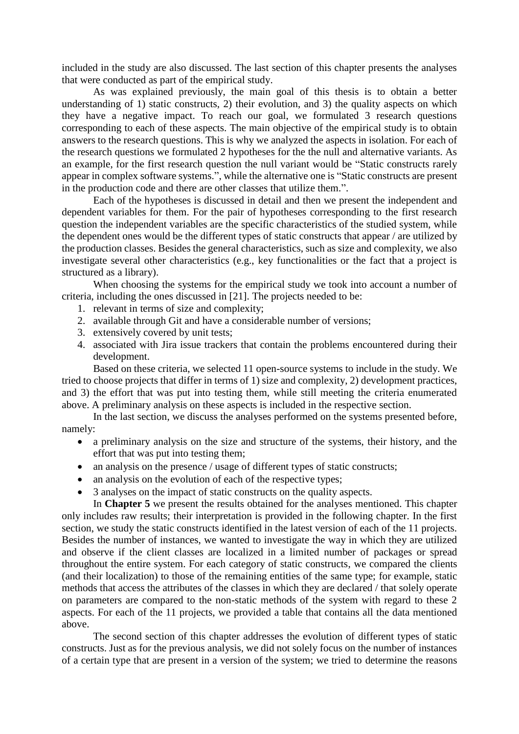included in the study are also discussed. The last section of this chapter presents the analyses that were conducted as part of the empirical study.

As was explained previously, the main goal of this thesis is to obtain a better understanding of 1) static constructs, 2) their evolution, and 3) the quality aspects on which they have a negative impact. To reach our goal, we formulated 3 research questions corresponding to each of these aspects. The main objective of the empirical study is to obtain answers to the research questions. This is why we analyzed the aspects in isolation. For each of the research questions we formulated 2 hypotheses for the the null and alternative variants. As an example, for the first research question the null variant would be "Static constructs rarely appear in complex software systems.", while the alternative one is "Static constructs are present in the production code and there are other classes that utilize them.".

Each of the hypotheses is discussed in detail and then we present the independent and dependent variables for them. For the pair of hypotheses corresponding to the first research question the independent variables are the specific characteristics of the studied system, while the dependent ones would be the different types of static constructs that appear / are utilized by the production classes. Besides the general characteristics, such as size and complexity, we also investigate several other characteristics (e.g., key functionalities or the fact that a project is structured as a library).

When choosing the systems for the empirical study we took into account a number of criteria, including the ones discussed in [21]. The projects needed to be:

1. relevant in terms of size and complexity;
2. available through Git and have a considerable number of versions;
3. extensively covered by unit tests;
4. associated with Jira issue trackers that contain the problems encountered during their development.

Based on these criteria, we selected 11 open-source systems to include in the study. We tried to choose projects that differ in terms of 1) size and complexity, 2) development practices, and 3) the effort that was put into testing them, while still meeting the criteria enumerated above. A preliminary analysis on these aspects is included in the respective section.

In the last section, we discuss the analyses performed on the systems presented before, namely:

- a preliminary analysis on the size and structure of the systems, their history, and the effort that was put into testing them;
- an analysis on the presence / usage of different types of static constructs;
- an analysis on the evolution of each of the respective types;
- 3 analyses on the impact of static constructs on the quality aspects.

In **Chapter 5** we present the results obtained for the analyses mentioned. This chapter only includes raw results; their interpretation is provided in the following chapter. In the first section, we study the static constructs identified in the latest version of each of the 11 projects. Besides the number of instances, we wanted to investigate the way in which they are utilized and observe if the client classes are localized in a limited number of packages or spread throughout the entire system. For each category of static constructs, we compared the clients (and their localization) to those of the remaining entities of the same type; for example, static methods that access the attributes of the classes in which they are declared / that solely operate on parameters are compared to the non-static methods of the system with regard to these 2 aspects. For each of the 11 projects, we provided a table that contains all the data mentioned above.

The second section of this chapter addresses the evolution of different types of static constructs. Just as for the previous analysis, we did not solely focus on the number of instances of a certain type that are present in a version of the system; we tried to determine the reasons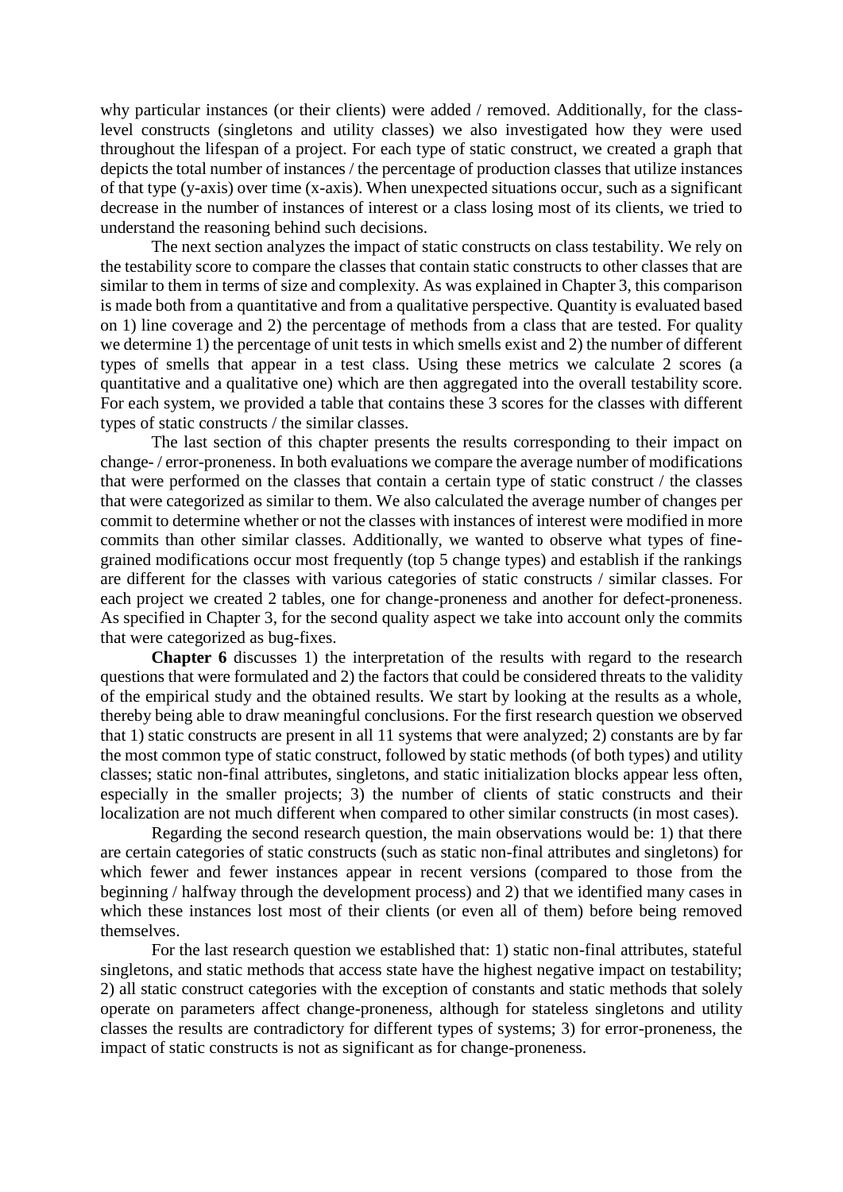why particular instances (or their clients) were added / removed. Additionally, for the class-level constructs (singletons and utility classes) we also investigated how they were used throughout the lifespan of a project. For each type of static construct, we created a graph that depicts the total number of instances / the percentage of production classes that utilize instances of that type (y-axis) over time (x-axis). When unexpected situations occur, such as a significant decrease in the number of instances of interest or a class losing most of its clients, we tried to understand the reasoning behind such decisions.

The next section analyzes the impact of static constructs on class testability. We rely on the testability score to compare the classes that contain static constructs to other classes that are similar to them in terms of size and complexity. As was explained in Chapter 3, this comparison is made both from a quantitative and from a qualitative perspective. Quantity is evaluated based on 1) line coverage and 2) the percentage of methods from a class that are tested. For quality we determine 1) the percentage of unit tests in which smells exist and 2) the number of different types of smells that appear in a test class. Using these metrics we calculate 2 scores (a quantitative and a qualitative one) which are then aggregated into the overall testability score. For each system, we provided a table that contains these 3 scores for the classes with different types of static constructs / the similar classes.

The last section of this chapter presents the results corresponding to their impact on change- / error-proneness. In both evaluations we compare the average number of modifications that were performed on the classes that contain a certain type of static construct / the classes that were categorized as similar to them. We also calculated the average number of changes per commit to determine whether or not the classes with instances of interest were modified in more commits than other similar classes. Additionally, we wanted to observe what types of fine-grained modifications occur most frequently (top 5 change types) and establish if the rankings are different for the classes with various categories of static constructs / similar classes. For each project we created 2 tables, one for change-proneness and another for defect-proneness. As specified in Chapter 3, for the second quality aspect we take into account only the commits that were categorized as bug-fixes.

**Chapter 6** discusses 1) the interpretation of the results with regard to the research questions that were formulated and 2) the factors that could be considered threats to the validity of the empirical study and the obtained results. We start by looking at the results as a whole, thereby being able to draw meaningful conclusions. For the first research question we observed that 1) static constructs are present in all 11 systems that were analyzed; 2) constants are by far the most common type of static construct, followed by static methods (of both types) and utility classes; static non-final attributes, singletons, and static initialization blocks appear less often, especially in the smaller projects; 3) the number of clients of static constructs and their localization are not much different when compared to other similar constructs (in most cases).

Regarding the second research question, the main observations would be: 1) that there are certain categories of static constructs (such as static non-final attributes and singletons) for which fewer and fewer instances appear in recent versions (compared to those from the beginning / halfway through the development process) and 2) that we identified many cases in which these instances lost most of their clients (or even all of them) before being removed themselves.

For the last research question we established that: 1) static non-final attributes, stateful singletons, and static methods that access state have the highest negative impact on testability; 2) all static construct categories with the exception of constants and static methods that solely operate on parameters affect change-proneness, although for stateless singletons and utility classes the results are contradictory for different types of systems; 3) for error-proneness, the impact of static constructs is not as significant as for change-proneness.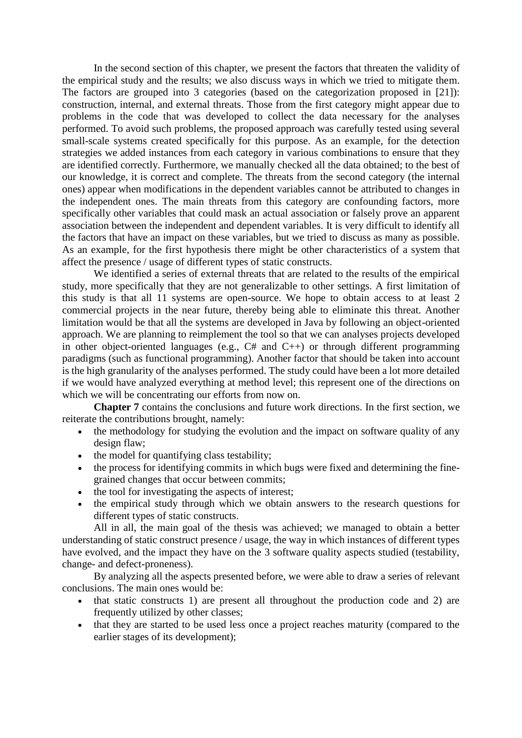In the second section of this chapter, we present the factors that threaten the validity of the empirical study and the results; we also discuss ways in which we tried to mitigate them. The factors are grouped into 3 categories (based on the categorization proposed in [21]): construction, internal, and external threats. Those from the first category might appear due to problems in the code that was developed to collect the data necessary for the analyses performed. To avoid such problems, the proposed approach was carefully tested using several small-scale systems created specifically for this purpose. As an example, for the detection strategies we added instances from each category in various combinations to ensure that they are identified correctly. Furthermore, we manually checked all the data obtained; to the best of our knowledge, it is correct and complete. The threats from the second category (the internal ones) appear when modifications in the dependent variables cannot be attributed to changes in the independent ones. The main threats from this category are confounding factors, more specifically other variables that could mask an actual association or falsely prove an apparent association between the independent and dependent variables. It is very difficult to identify all the factors that have an impact on these variables, but we tried to discuss as many as possible. As an example, for the first hypothesis there might be other characteristics of a system that affect the presence / usage of different types of static constructs.

We identified a series of external threats that are related to the results of the empirical study, more specifically that they are not generalizable to other settings. A first limitation of this study is that all 11 systems are open-source. We hope to obtain access to at least 2 commercial projects in the near future, thereby being able to eliminate this threat. Another limitation would be that all the systems are developed in Java by following an object-oriented approach. We are planning to reimplement the tool so that we can analyses projects developed in other object-oriented languages (e.g., C# and C++) or through different programming paradigms (such as functional programming). Another factor that should be taken into account is the high granularity of the analyses performed. The study could have been a lot more detailed if we would have analyzed everything at method level; this represent one of the directions on which we will be concentrating our efforts from now on.

**Chapter 7** contains the conclusions and future work directions. In the first section, we reiterate the contributions brought, namely:

- the methodology for studying the evolution and the impact on software quality of any design flaw;
- the model for quantifying class testability;
- the process for identifying commits in which bugs were fixed and determining the fine-grained changes that occur between commits;
- the tool for investigating the aspects of interest;
- the empirical study through which we obtain answers to the research questions for different types of static constructs.

All in all, the main goal of the thesis was achieved; we managed to obtain a better understanding of static construct presence / usage, the way in which instances of different types have evolved, and the impact they have on the 3 software quality aspects studied (testability, change- and defect-proneness).

By analyzing all the aspects presented before, we were able to draw a series of relevant conclusions. The main ones would be:

- that static constructs 1) are present all throughout the production code and 2) are frequently utilized by other classes;
- that they are started to be used less once a project reaches maturity (compared to the earlier stages of its development);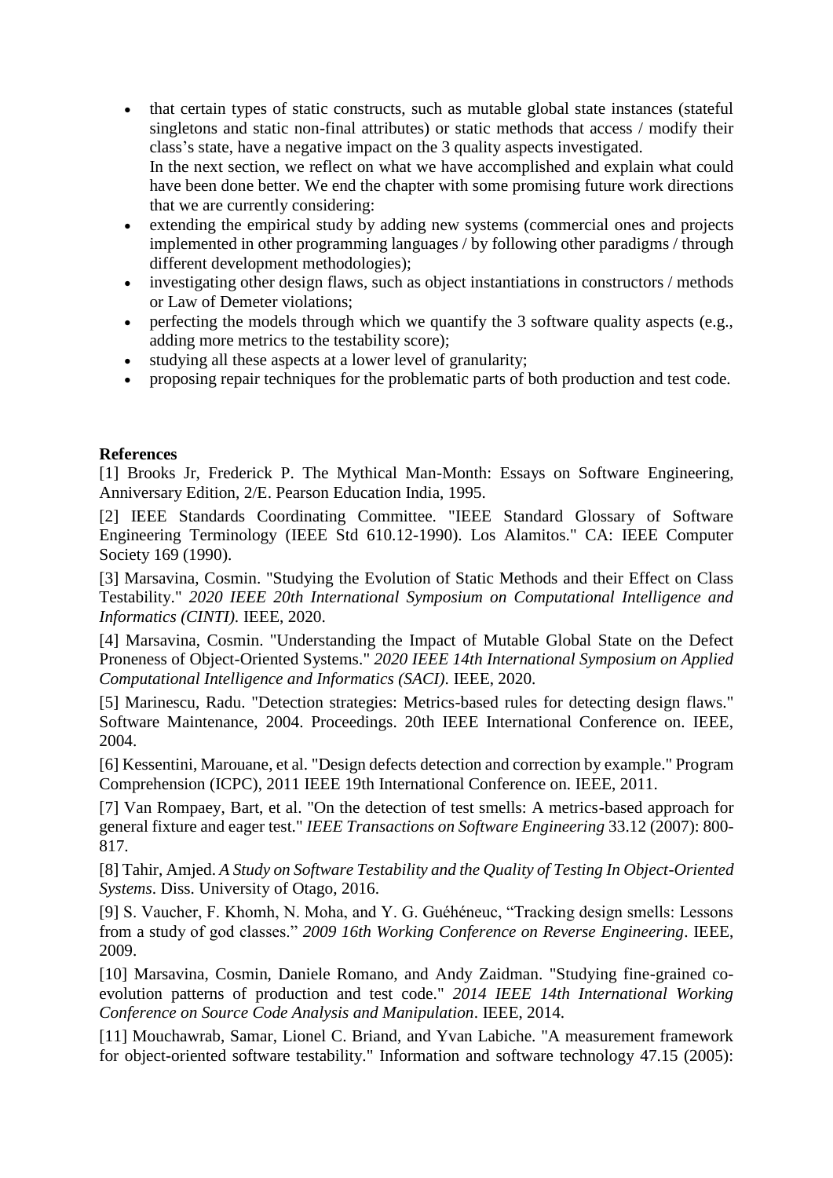- that certain types of static constructs, such as mutable global state instances (stateful singletons and static non-final attributes) or static methods that access / modify their class's state, have a negative impact on the 3 quality aspects investigated.
  In the next section, we reflect on what we have accomplished and explain what could have been done better. We end the chapter with some promising future work directions that we are currently considering:
- extending the empirical study by adding new systems (commercial ones and projects implemented in other programming languages / by following other paradigms / through different development methodologies);
- investigating other design flaws, such as object instantiations in constructors / methods or Law of Demeter violations;
- perfecting the models through which we quantify the 3 software quality aspects (e.g., adding more metrics to the testability score);
- studying all these aspects at a lower level of granularity;
- proposing repair techniques for the problematic parts of both production and test code.

**References**

[1] Brooks Jr, Frederick P. The Mythical Man-Month: Essays on Software Engineering, Anniversary Edition, 2/E. Pearson Education India, 1995.

[2] IEEE Standards Coordinating Committee. "IEEE Standard Glossary of Software Engineering Terminology (IEEE Std 610.12-1990). Los Alamitos." CA: IEEE Computer Society 169 (1990).

[3] Marsavina, Cosmin. "Studying the Evolution of Static Methods and their Effect on Class Testability." *2020 IEEE 20th International Symposium on Computational Intelligence and Informatics (CINTI)*. IEEE, 2020.

[4] Marsavina, Cosmin. "Understanding the Impact of Mutable Global State on the Defect Proneness of Object-Oriented Systems." *2020 IEEE 14th International Symposium on Applied Computational Intelligence and Informatics (SACI)*. IEEE, 2020.

[5] Marinescu, Radu. "Detection strategies: Metrics-based rules for detecting design flaws." Software Maintenance, 2004. Proceedings. 20th IEEE International Conference on. IEEE, 2004.

[6] Kessentini, Marouane, et al. "Design defects detection and correction by example." Program Comprehension (ICPC), 2011 IEEE 19th International Conference on. IEEE, 2011.

[7] Van Rompaey, Bart, et al. "On the detection of test smells: A metrics-based approach for general fixture and eager test." *IEEE Transactions on Software Engineering* 33.12 (2007): 800-817.

[8] Tahir, Amjed. *A Study on Software Testability and the Quality of Testing In Object-Oriented Systems*. Diss. University of Otago, 2016.

[9] S. Vaucher, F. Khomh, N. Moha, and Y. G. Guéhéneuc, "Tracking design smells: Lessons from a study of god classes." *2009 16th Working Conference on Reverse Engineering*. IEEE, 2009.

[10] Marsavina, Cosmin, Daniele Romano, and Andy Zaidman. "Studying fine-grained co-evolution patterns of production and test code." *2014 IEEE 14th International Working Conference on Source Code Analysis and Manipulation*. IEEE, 2014.

[11] Mouchawrab, Samar, Lionel C. Briand, and Yvan Labiche. "A measurement framework for object-oriented software testability." Information and software technology 47.15 (2005):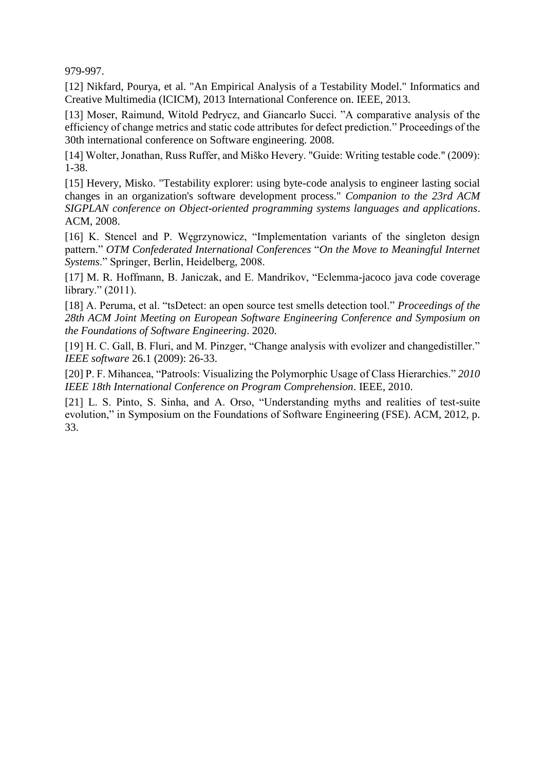979-997.

[12] Nikfard, Pourya, et al. "An Empirical Analysis of a Testability Model." Informatics and Creative Multimedia (ICICM), 2013 International Conference on. IEEE, 2013.

[13] Moser, Raimund, Witold Pedrycz, and Giancarlo Succi. "A comparative analysis of the efficiency of change metrics and static code attributes for defect prediction." Proceedings of the 30th international conference on Software engineering. 2008.

[14] Wolter, Jonathan, Russ Ruffer, and Miško Hevery. "Guide: Writing testable code." (2009): 1-38.

[15] Hevery, Misko. "Testability explorer: using byte-code analysis to engineer lasting social changes in an organization's software development process." *Companion to the 23rd ACM SIGPLAN conference on Object-oriented programming systems languages and applications*. ACM, 2008.

[16] K. Stencel and P. Węgrzynowicz, "Implementation variants of the singleton design pattern." *OTM Confederated International Conferences* "*On the Move to Meaningful Internet Systems*." Springer, Berlin, Heidelberg, 2008.

[17] M. R. Hoffmann, B. Janiczak, and E. Mandrikov, "Eclemma-jacoco java code coverage library." (2011).

[18] A. Peruma, et al. "tsDetect: an open source test smells detection tool." *Proceedings of the 28th ACM Joint Meeting on European Software Engineering Conference and Symposium on the Foundations of Software Engineering*. 2020.

[19] H. C. Gall, B. Fluri, and M. Pinzger, "Change analysis with evolizer and changedistiller." *IEEE software* 26.1 (2009): 26-33.

[20] P. F. Mihancea, "Patrools: Visualizing the Polymorphic Usage of Class Hierarchies." *2010 IEEE 18th International Conference on Program Comprehension*. IEEE, 2010.

[21] L. S. Pinto, S. Sinha, and A. Orso, "Understanding myths and realities of test-suite evolution," in Symposium on the Foundations of Software Engineering (FSE). ACM, 2012, p. 33.